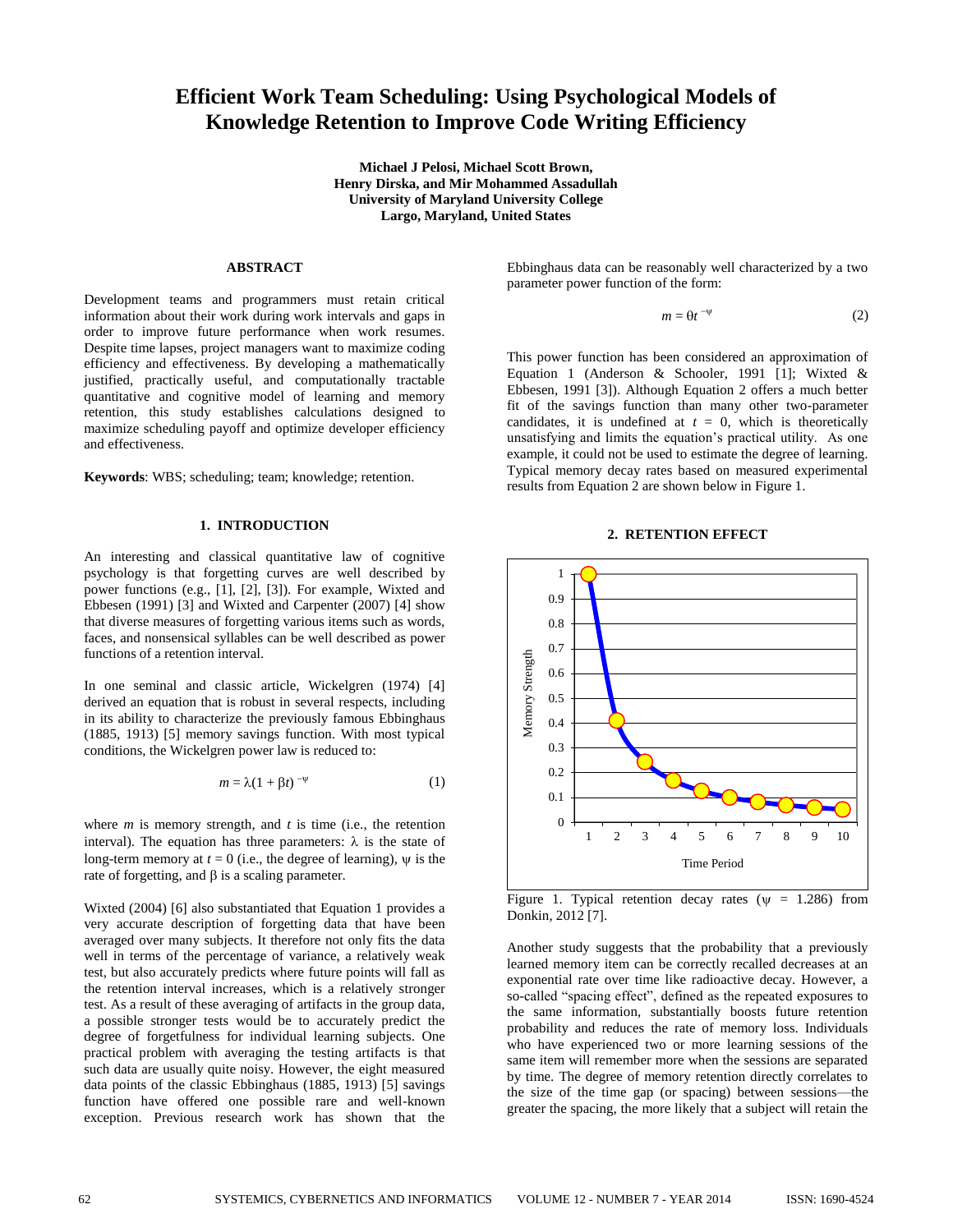# Efficient Work Team Scheduling: Using Psychological Models of Knowledge Retention to Improve Code Writing Efficiency

**Michael J Pelosi, Michael Scott Brown, Henry Dirska, and Mir Mohammed Assadullah**
**University of Maryland University College**
**Largo, Maryland, United States**

## ABSTRACT

Development teams and programmers must retain critical information about their work during work intervals and gaps in order to improve future performance when work resumes. Despite time lapses, project managers want to maximize coding efficiency and effectiveness. By developing a mathematically justified, practically useful, and computationally tractable quantitative and cognitive model of learning and memory retention, this study establishes calculations designed to maximize scheduling payoff and optimize developer efficiency and effectiveness.

**Keywords**: WBS; scheduling; team; knowledge; retention.

## 1. INTRODUCTION

An interesting and classical quantitative law of cognitive psychology is that forgetting curves are well described by power functions (e.g., [1], [2], [3]). For example, Wixted and Ebbesen (1991) [3] and Wixted and Carpenter (2007) [4] show that diverse measures of forgetting various items such as words, faces, and nonsensical syllables can be well described as power functions of a retention interval.

In one seminal and classic article, Wickelgren (1974) [4] derived an equation that is robust in several respects, including in its ability to characterize the previously famous Ebbinghaus (1885, 1913) [5] memory savings function. With most typical conditions, the Wickelgren power law is reduced to:

$$m = \lambda(1 + \beta t)^{-\psi} \qquad (1)$$

where $m$ is memory strength, and $t$ is time (i.e., the retention interval). The equation has three parameters: $\lambda$ is the state of long-term memory at $t = 0$ (i.e., the degree of learning), $\psi$ is the rate of forgetting, and $\beta$ is a scaling parameter.

Wixted (2004) [6] also substantiated that Equation 1 provides a very accurate description of forgetting data that have been averaged over many subjects. It therefore not only fits the data well in terms of the percentage of variance, a relatively weak test, but also accurately predicts where future points will fall as the retention interval increases, which is a relatively stronger test. As a result of these averaging of artifacts in the group data, a possible stronger tests would be to accurately predict the degree of forgetfulness for individual learning subjects. One practical problem with averaging the testing artifacts is that such data are usually quite noisy. However, the eight measured data points of the classic Ebbinghaus (1885, 1913) [5] savings function have offered one possible rare and well-known exception. Previous research work has shown that the Ebbinghaus data can be reasonably well characterized by a two parameter power function of the form:

$$m = \theta t^{-\psi} \qquad (2)$$

This power function has been considered an approximation of Equation 1 (Anderson & Schooler, 1991 [1]; Wixted & Ebbesen, 1991 [3]). Although Equation 2 offers a much better fit of the savings function than many other two-parameter candidates, it is undefined at $t = 0$, which is theoretically unsatisfying and limits the equation's practical utility. As one example, it could not be used to estimate the degree of learning. Typical memory decay rates based on measured experimental results from Equation 2 are shown below in Figure 1.

## 2. RETENTION EFFECT

Figure 1. Typical retention decay rates ($\psi$ = 1.286) from Donkin, 2012 [7].

Another study suggests that the probability that a previously learned memory item can be correctly recalled decreases at an exponential rate over time like radioactive decay. However, a so-called "spacing effect", defined as the repeated exposures to the same information, substantially boosts future retention probability and reduces the rate of memory loss. Individuals who have experienced two or more learning sessions of the same item will remember more when the sessions are separated by time. The degree of memory retention directly correlates to the size of the time gap (or spacing) between sessions—the greater the spacing, the more likely that a subject will retain the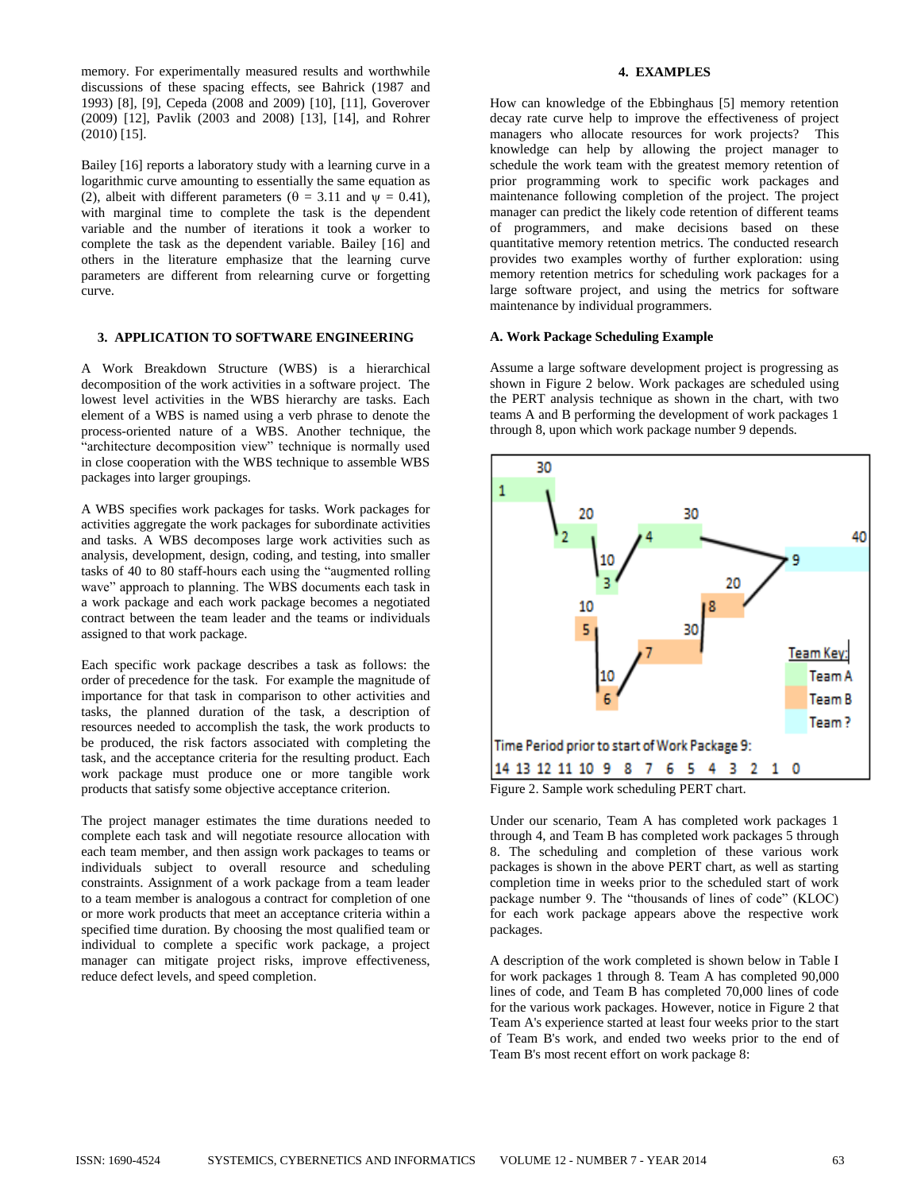memory. For experimentally measured results and worthwhile discussions of these spacing effects, see Bahrick (1987 and 1993) [8], [9], Cepeda (2008 and 2009) [10], [11], Goverover (2009) [12], Pavlik (2003 and 2008) [13], [14], and Rohrer (2010) [15].

Bailey [16] reports a laboratory study with a learning curve in a logarithmic curve amounting to essentially the same equation as (2), albeit with different parameters ($\theta$ = 3.11 and $\psi$ = 0.41), with marginal time to complete the task is the dependent variable and the number of iterations it took a worker to complete the task as the dependent variable. Bailey [16] and others in the literature emphasize that the learning curve parameters are different from relearning curve or forgetting curve.

## 3. APPLICATION TO SOFTWARE ENGINEERING

A Work Breakdown Structure (WBS) is a hierarchical decomposition of the work activities in a software project. The lowest level activities in the WBS hierarchy are tasks. Each element of a WBS is named using a verb phrase to denote the process-oriented nature of a WBS. Another technique, the "architecture decomposition view" technique is normally used in close cooperation with the WBS technique to assemble WBS packages into larger groupings.

A WBS specifies work packages for tasks. Work packages for activities aggregate the work packages for subordinate activities and tasks. A WBS decomposes large work activities such as analysis, development, design, coding, and testing, into smaller tasks of 40 to 80 staff-hours each using the "augmented rolling wave" approach to planning. The WBS documents each task in a work package and each work package becomes a negotiated contract between the team leader and the teams or individuals assigned to that work package.

Each specific work package describes a task as follows: the order of precedence for the task. For example the magnitude of importance for that task in comparison to other activities and tasks, the planned duration of the task, a description of resources needed to accomplish the task, the work products to be produced, the risk factors associated with completing the task, and the acceptance criteria for the resulting product. Each work package must produce one or more tangible work products that satisfy some objective acceptance criterion.

The project manager estimates the time durations needed to complete each task and will negotiate resource allocation with each team member, and then assign work packages to teams or individuals subject to overall resource and scheduling constraints. Assignment of a work package from a team leader to a team member is analogous a contract for completion of one or more work products that meet an acceptance criteria within a specified time duration. By choosing the most qualified team or individual to complete a specific work package, a project manager can mitigate project risks, improve effectiveness, reduce defect levels, and speed completion.

## 4. EXAMPLES

How can knowledge of the Ebbinghaus [5] memory retention decay rate curve help to improve the effectiveness of project managers who allocate resources for work projects? This knowledge can help by allowing the project manager to schedule the work team with the greatest memory retention of prior programming work to specific work packages and maintenance following completion of the project. The project manager can predict the likely code retention of different teams of programmers, and make decisions based on these quantitative memory retention metrics. The conducted research provides two examples worthy of further exploration: using memory retention metrics for scheduling work packages for a large software project, and using the metrics for software maintenance by individual programmers.

### A. Work Package Scheduling Example

Assume a large software development project is progressing as shown in Figure 2 below. Work packages are scheduled using the PERT analysis technique as shown in the chart, with two teams A and B performing the development of work packages 1 through 8, upon which work package number 9 depends.

Figure 2. Sample work scheduling PERT chart.

Under our scenario, Team A has completed work packages 1 through 4, and Team B has completed work packages 5 through 8. The scheduling and completion of these various work packages is shown in the above PERT chart, as well as starting completion time in weeks prior to the scheduled start of work package number 9. The "thousands of lines of code" (KLOC) for each work package appears above the respective work packages.

A description of the work completed is shown below in Table I for work packages 1 through 8. Team A has completed 90,000 lines of code, and Team B has completed 70,000 lines of code for the various work packages. However, notice in Figure 2 that Team A's experience started at least four weeks prior to the start of Team B's work, and ended two weeks prior to the end of Team B's most recent effort on work package 8: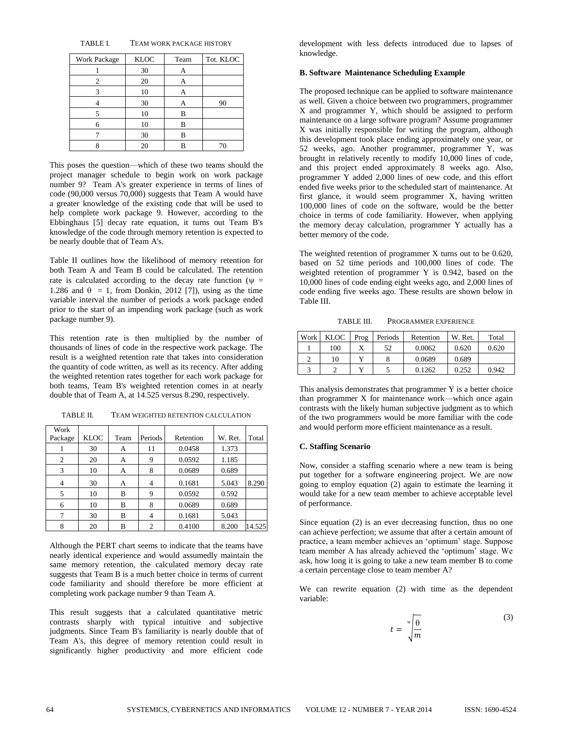TABLE I. TEAM WORK PACKAGE HISTORY

| Work Package | KLOC | Team | Tot. KLOC |
|---|---|---|---|
| 1 | 30 | A | |
| 2 | 20 | A | |
| 3 | 10 | A | |
| 4 | 30 | A | 90 |
| 5 | 10 | B | |
| 6 | 10 | B | |
| 7 | 30 | B | |
| 8 | 20 | B | 70 |

This poses the question—which of these two teams should the project manager schedule to begin work on work package number 9? Team A's greater experience in terms of lines of code (90,000 versus 70,000) suggests that Team A would have a greater knowledge of the existing code that will be used to help complete work package 9. However, according to the Ebbinghaus [5] decay rate equation, it turns out Team B's knowledge of the code through memory retention is expected to be nearly double that of Team A's.

Table II outlines how the likelihood of memory retention for both Team A and Team B could be calculated. The retention rate is calculated according to the decay rate function ($\psi$ = 1.286 and $\theta$ = 1, from Donkin, 2012 [7]), using as the time variable interval the number of periods a work package ended prior to the start of an impending work package (such as work package number 9).

This retention rate is then multiplied by the number of thousands of lines of code in the respective work package. The result is a weighted retention rate that takes into consideration the quantity of code written, as well as its recency. After adding the weighted retention rates together for each work package for both teams, Team B's weighted retention comes in at nearly double that of Team A, at 14.525 versus 8.290, respectively.

TABLE II. TEAM WEIGHTED RETENTION CALCULATION

| Work Package | KLOC | Team | Periods | Retention | W. Ret. | Total |
|---|---|---|---|---|---|---|
| 1 | 30 | A | 11 | 0.0458 | 1.373 | |
| 2 | 20 | A | 9 | 0.0592 | 1.185 | |
| 3 | 10 | A | 8 | 0.0689 | 0.689 | |
| 4 | 30 | A | 4 | 0.1681 | 5.043 | 8.290 |
| 5 | 10 | B | 9 | 0.0592 | 0.592 | |
| 6 | 10 | B | 8 | 0.0689 | 0.689 | |
| 7 | 30 | B | 4 | 0.1681 | 5.043 | |
| 8 | 20 | B | 2 | 0.4100 | 8.200 | 14.525 |

Although the PERT chart seems to indicate that the teams have nearly identical experience and would assumedly maintain the same memory retention, the calculated memory decay rate suggests that Team B is a much better choice in terms of current code familiarity and should therefore be more efficient at completing work package number 9 than Team A.

This result suggests that a calculated quantitative metric contrasts sharply with typical intuitive and subjective judgments. Since Team B's familiarity is nearly double that of Team A's, this degree of memory retention could result in significantly higher productivity and more efficient code development with less defects introduced due to lapses of knowledge.

**B. Software Maintenance Scheduling Example**

The proposed technique can be applied to software maintenance as well. Given a choice between two programmers, programmer X and programmer Y, which should be assigned to perform maintenance on a large software program? Assume programmer X was initially responsible for writing the program, although this development took place ending approximately one year, or 52 weeks, ago. Another programmer, programmer Y, was brought in relatively recently to modify 10,000 lines of code, and this project ended approximately 8 weeks ago. Also, programmer Y added 2,000 lines of new code, and this effort ended five weeks prior to the scheduled start of maintenance. At first glance, it would seem programmer X, having written 100,000 lines of code on the software, would be the better choice in terms of code familiarity. However, when applying the memory decay calculation, programmer Y actually has a better memory of the code.

The weighted retention of programmer X turns out to be 0.620, based on 52 time periods and 100,000 lines of code. The weighted retention of programmer Y is 0.942, based on the 10,000 lines of code ending eight weeks ago, and 2,000 lines of code ending five weeks ago. These results are shown below in Table III.

TABLE III. PROGRAMMER EXPERIENCE

| Work | KLOC | Prog | Periods | Retention | W. Ret. | Total |
|---|---|---|---|---|---|---|
| 1 | 100 | X | 52 | 0.0062 | 0.620 | 0.620 |
| 2 | 10 | Y | 8 | 0.0689 | 0.689 | |
| 3 | 2 | Y | 5 | 0.1262 | 0.252 | 0.942 |

This analysis demonstrates that programmer Y is a better choice than programmer X for maintenance work—which once again contrasts with the likely human subjective judgment as to which of the two programmers would be more familiar with the code and would perform more efficient maintenance as a result.

**C. Staffing Scenario**

Now, consider a staffing scenario where a new team is being put together for a software engineering project. We are now going to employ equation (2) again to estimate the learning it would take for a new team member to achieve acceptable level of performance.

Since equation (2) is an ever decreasing function, thus no one can achieve perfection; we assume that after a certain amount of practice, a team member achieves an 'optimum' stage. Suppose team member A has already achieved the 'optimum' stage. We ask, how long it is going to take a new team member B to come a certain percentage close to team member A?

We can rewrite equation (2) with time as the dependent variable:

$$t = \sqrt[\psi]{\frac{\theta}{m}} \tag{3}$$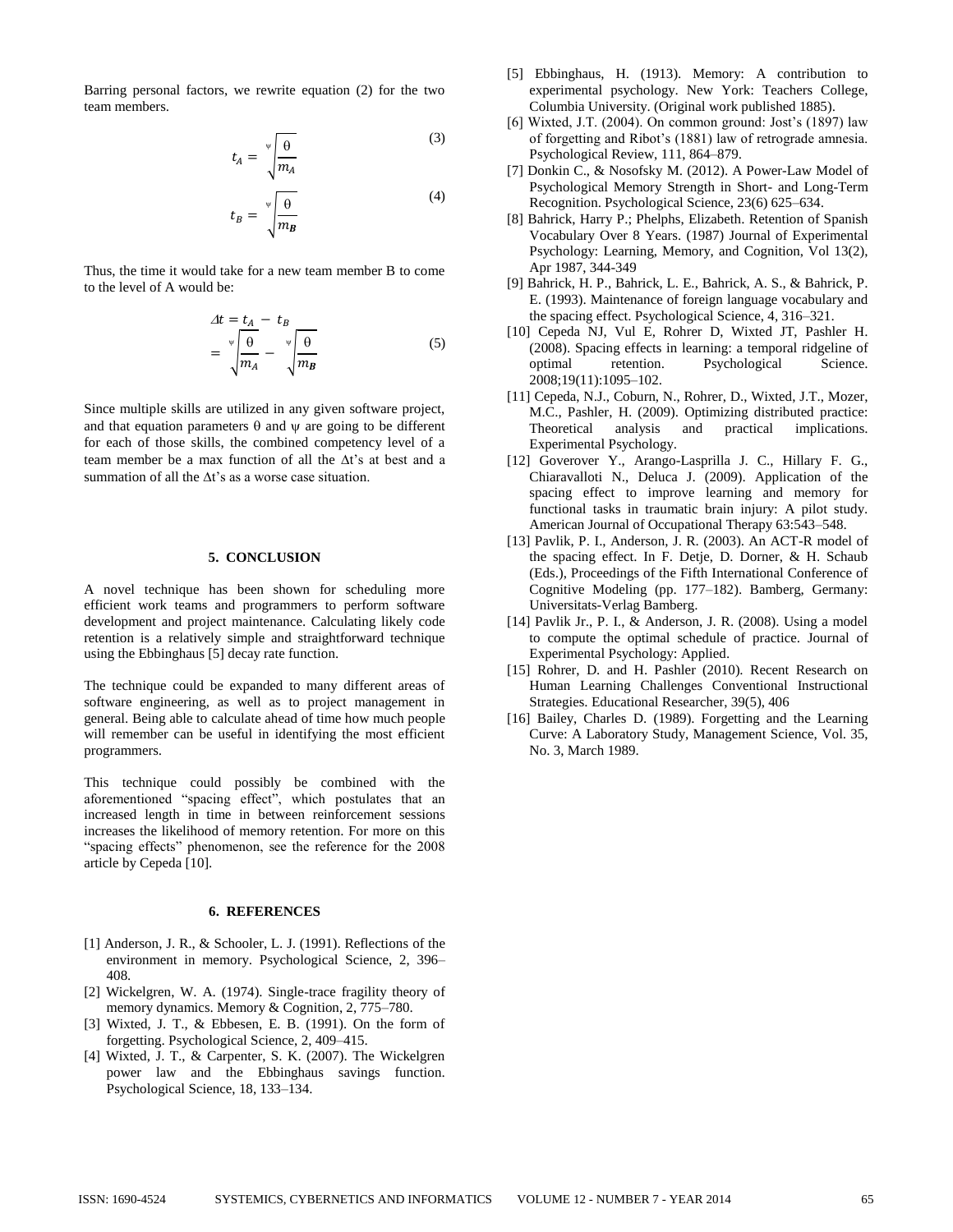Barring personal factors, we rewrite equation (2) for the two team members.

$$t_A = \sqrt[\psi]{\frac{\theta}{m_A}} \tag{3}$$

$$t_B = \sqrt[\psi]{\frac{\theta}{m_{\boldsymbol{B}}}} \tag{4}$$

Thus, the time it would take for a new team member B to come to the level of A would be:

$$\begin{aligned} \Delta t &= t_A - t_B \\ &= \sqrt[\psi]{\frac{\theta}{m_A}} - \sqrt[\psi]{\frac{\theta}{m_{\boldsymbol{B}}}} \end{aligned} \tag{5}$$

Since multiple skills are utilized in any given software project, and that equation parameters θ and ψ are going to be different for each of those skills, the combined competency level of a team member be a max function of all the Δt's at best and a summation of all the Δt's as a worse case situation.

## 5. CONCLUSION

A novel technique has been shown for scheduling more efficient work teams and programmers to perform software development and project maintenance. Calculating likely code retention is a relatively simple and straightforward technique using the Ebbinghaus [5] decay rate function.

The technique could be expanded to many different areas of software engineering, as well as to project management in general. Being able to calculate ahead of time how much people will remember can be useful in identifying the most efficient programmers.

This technique could possibly be combined with the aforementioned "spacing effect", which postulates that an increased length in time in between reinforcement sessions increases the likelihood of memory retention. For more on this "spacing effects" phenomenon, see the reference for the 2008 article by Cepeda [10].

## 6. REFERENCES

[1] Anderson, J. R., & Schooler, L. J. (1991). Reflections of the environment in memory. Psychological Science, 2, 396–408.

[2] Wickelgren, W. A. (1974). Single-trace fragility theory of memory dynamics. Memory & Cognition, 2, 775–780.

[3] Wixted, J. T., & Ebbesen, E. B. (1991). On the form of forgetting. Psychological Science, 2, 409–415.

[4] Wixted, J. T., & Carpenter, S. K. (2007). The Wickelgren power law and the Ebbinghaus savings function. Psychological Science, 18, 133–134.

[5] Ebbinghaus, H. (1913). Memory: A contribution to experimental psychology. New York: Teachers College, Columbia University. (Original work published 1885).

[6] Wixted, J.T. (2004). On common ground: Jost's (1897) law of forgetting and Ribot's (1881) law of retrograde amnesia. Psychological Review, 111, 864–879.

[7] Donkin C., & Nosofsky M. (2012). A Power-Law Model of Psychological Memory Strength in Short- and Long-Term Recognition. Psychological Science, 23(6) 625–634.

[8] Bahrick, Harry P.; Phelphs, Elizabeth. Retention of Spanish Vocabulary Over 8 Years. (1987) Journal of Experimental Psychology: Learning, Memory, and Cognition, Vol 13(2), Apr 1987, 344-349

[9] Bahrick, H. P., Bahrick, L. E., Bahrick, A. S., & Bahrick, P. E. (1993). Maintenance of foreign language vocabulary and the spacing effect. Psychological Science, 4, 316–321.

[10] Cepeda NJ, Vul E, Rohrer D, Wixted JT, Pashler H. (2008). Spacing effects in learning: a temporal ridgeline of optimal retention. Psychological Science. 2008;19(11):1095–102.

[11] Cepeda, N.J., Coburn, N., Rohrer, D., Wixted, J.T., Mozer, M.C., Pashler, H. (2009). Optimizing distributed practice: Theoretical analysis and practical implications. Experimental Psychology.

[12] Goverover Y., Arango-Lasprilla J. C., Hillary F. G., Chiaravalloti N., Deluca J. (2009). Application of the spacing effect to improve learning and memory for functional tasks in traumatic brain injury: A pilot study. American Journal of Occupational Therapy 63:543–548.

[13] Pavlik, P. I., Anderson, J. R. (2003). An ACT-R model of the spacing effect. In F. Detje, D. Dorner, & H. Schaub (Eds.), Proceedings of the Fifth International Conference of Cognitive Modeling (pp. 177–182). Bamberg, Germany: Universitats-Verlag Bamberg.

[14] Pavlik Jr., P. I., & Anderson, J. R. (2008). Using a model to compute the optimal schedule of practice. Journal of Experimental Psychology: Applied.

[15] Rohrer, D. and H. Pashler (2010). Recent Research on Human Learning Challenges Conventional Instructional Strategies. Educational Researcher, 39(5), 406

[16] Bailey, Charles D. (1989). Forgetting and the Learning Curve: A Laboratory Study, Management Science, Vol. 35, No. 3, March 1989.